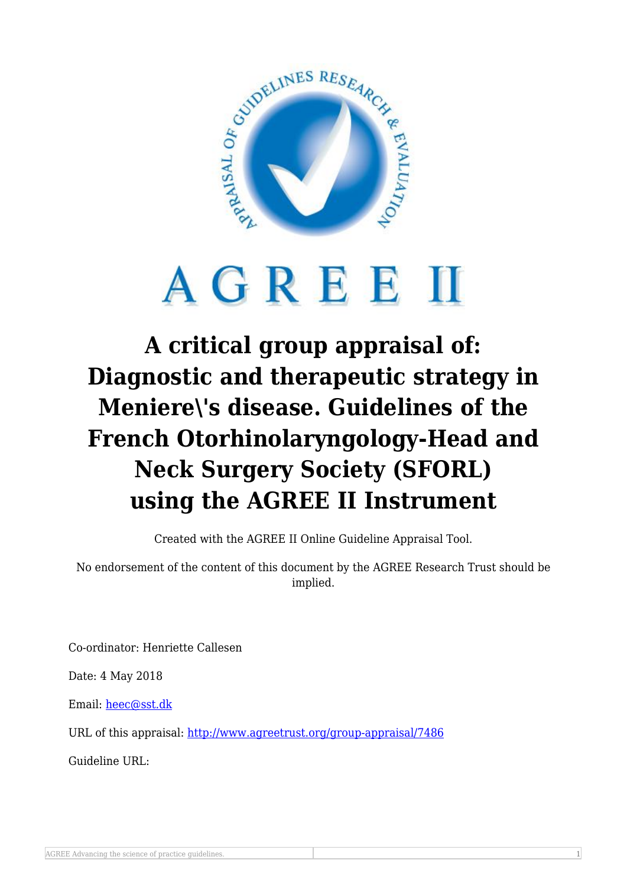# AGREE II

# A critical group appraisal of: Diagnostic and therapeutic strategy in Meniere\'s disease. Guidelines of the French Otorhinolaryngology-Head and Neck Surgery Society (SFORL) using the AGREE II Instrument

Created with the AGREE II Online Guideline Appraisal Tool.

No endorsement of the content of this document by the AGREE Research Trust should be implied.

Co-ordinator: Henriette Callesen

Date: 4 May 2018

Email: heec@sst.dk

URL of this appraisal: http://www.agreetrust.org/group-appraisal/7486

Guideline URL: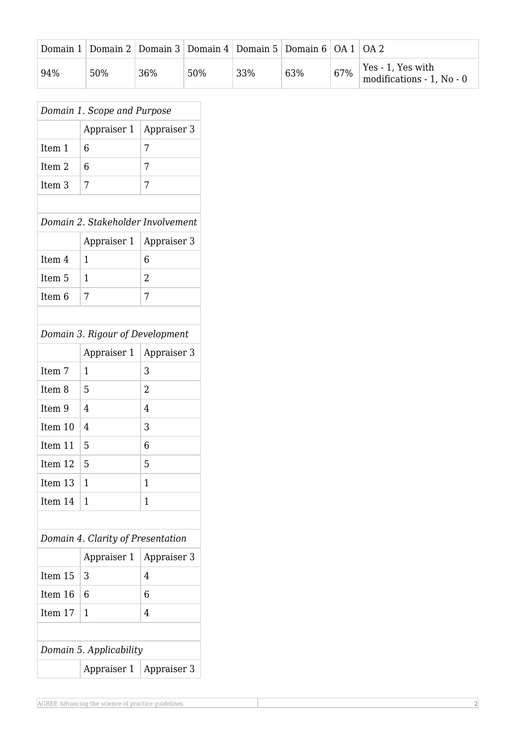| Domain 1 | Domain 2 | Domain 3 | Domain 4 | Domain 5 | Domain 6 | OA 1 | OA 2 |
|---|---|---|---|---|---|---|---|
| 94% | 50% | 36% | 50% | 33% | 63% | 67% | Yes - 1, Yes with modifications - 1, No - 0 |

| *Domain 1. Scope and Purpose* | | |
|---|---|---|
| | Appraiser 1 | Appraiser 3 |
| Item 1 | 6 | 7 |
| Item 2 | 6 | 7 |
| Item 3 | 7 | 7 |

| *Domain 2. Stakeholder Involvement* | | |
|---|---|---|
| | Appraiser 1 | Appraiser 3 |
| Item 4 | 1 | 6 |
| Item 5 | 1 | 2 |
| Item 6 | 7 | 7 |

| *Domain 3. Rigour of Development* | | |
|---|---|---|
| | Appraiser 1 | Appraiser 3 |
| Item 7 | 1 | 3 |
| Item 8 | 5 | 2 |
| Item 9 | 4 | 4 |
| Item 10 | 4 | 3 |
| Item 11 | 5 | 6 |
| Item 12 | 5 | 5 |
| Item 13 | 1 | 1 |
| Item 14 | 1 | 1 |

| *Domain 4. Clarity of Presentation* | | |
|---|---|---|
| | Appraiser 1 | Appraiser 3 |
| Item 15 | 3 | 4 |
| Item 16 | 6 | 6 |
| Item 17 | 1 | 4 |

| *Domain 5. Applicability* | | |
|---|---|---|
| | Appraiser 1 | Appraiser 3 |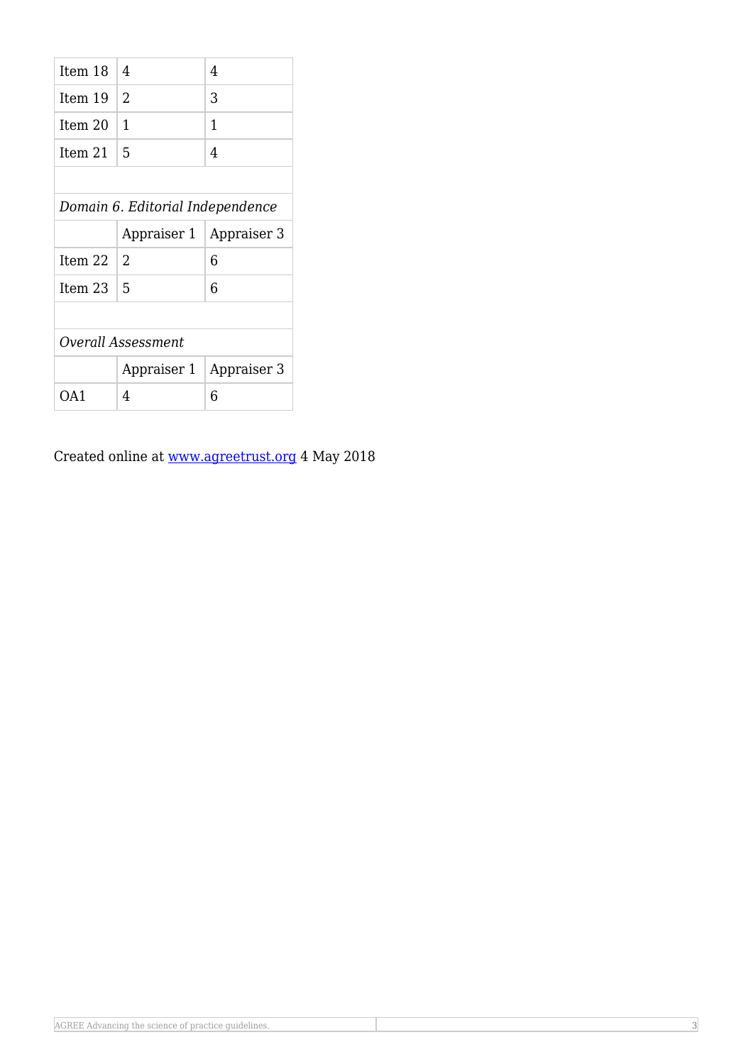| | | |
|---|---|---|
| Item 18 | 4 | 4 |
| Item 19 | 2 | 3 |
| Item 20 | 1 | 1 |
| Item 21 | 5 | 4 |
| | | |
| *Domain 6. Editorial Independence* | | |
| | Appraiser 1 | Appraiser 3 |
| Item 22 | 2 | 6 |
| Item 23 | 5 | 6 |
| | | |
| *Overall Assessment* | | |
| | Appraiser 1 | Appraiser 3 |
| OA1 | 4 | 6 |

Created online at [www.agreetrust.org](http://www.agreetrust.org) 4 May 2018